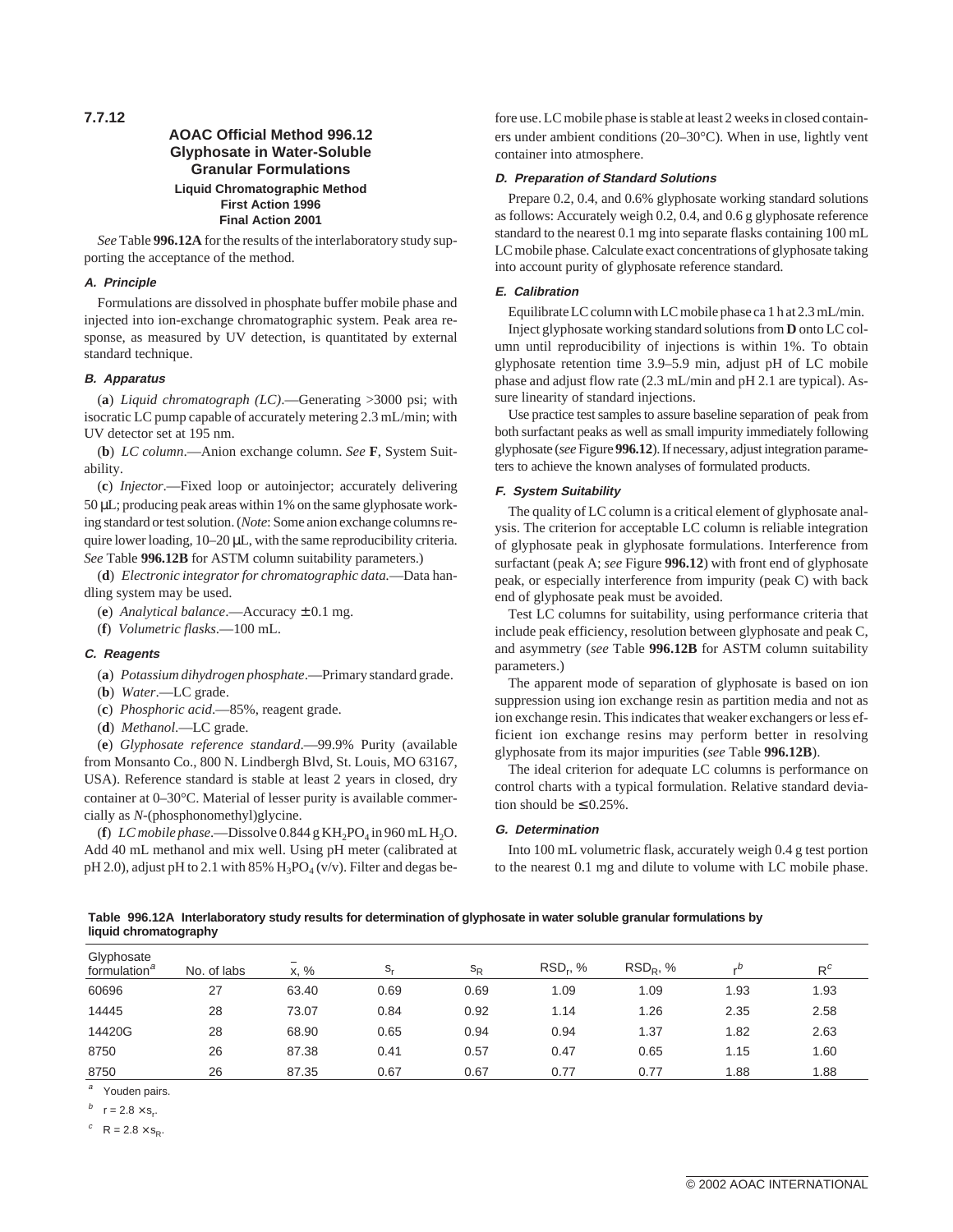**7.7.12**

## AOAC Official Method 996.12 Glyphosate in Water-Soluble Granular Formulations

**Liquid Chromatographic Method**
**First Action 1996**
**Final Action 2001**

*See* Table **996.12A** for the results of the interlaboratory study supporting the acceptance of the method.

### *A. Principle*

Formulations are dissolved in phosphate buffer mobile phase and injected into ion-exchange chromatographic system. Peak area response, as measured by UV detection, is quantitated by external standard technique.

### *B. Apparatus*

(**a**) *Liquid chromatograph (LC)*.—Generating >3000 psi; with isocratic LC pump capable of accurately metering 2.3 mL/min; with UV detector set at 195 nm.

(**b**) *LC column*.—Anion exchange column. *See* **F**, System Suitability.

(**c**) *Injector*.—Fixed loop or autoinjector; accurately delivering 50 μL; producing peak areas within 1% on the same glyphosate working standard or test solution. (*Note*: Some anion exchange columns require lower loading, 10–20 μL, with the same reproducibility criteria. *See* Table **996.12B** for ASTM column suitability parameters.)

(**d**) *Electronic integrator for chromatographic data*.—Data handling system may be used.

(**e**) *Analytical balance*.—Accuracy ± 0.1 mg.

(**f**) *Volumetric flasks*.—100 mL.

### *C. Reagents*

(**a**) *Potassium dihydrogen phosphate*.—Primary standard grade.

(**b**) *Water*.—LC grade.

(**c**) *Phosphoric acid*.—85%, reagent grade.

(**d**) *Methanol*.—LC grade.

(**e**) *Glyphosate reference standard*.—99.9% Purity (available from Monsanto Co., 800 N. Lindbergh Blvd, St. Louis, MO 63167, USA). Reference standard is stable at least 2 years in closed, dry container at 0–30°C. Material of lesser purity is available commercially as *N*-(phosphonomethyl)glycine.

(**f**) *LC mobile phase*.—Dissolve 0.844 g $KH_2PO_4$ in 960 mL $H_2O$. Add 40 mL methanol and mix well. Using pH meter (calibrated at pH 2.0), adjust pH to 2.1 with 85% $H_3PO_4$ (v/v). Filter and degas before use. LC mobile phase is stable at least 2 weeks in closed containers under ambient conditions (20–30°C). When in use, lightly vent container into atmosphere.

### *D. Preparation of Standard Solutions*

Prepare 0.2, 0.4, and 0.6% glyphosate working standard solutions as follows: Accurately weigh 0.2, 0.4, and 0.6 g glyphosate reference standard to the nearest 0.1 mg into separate flasks containing 100 mL LC mobile phase. Calculate exact concentrations of glyphosate taking into account purity of glyphosate reference standard.

### *E. Calibration*

Equilibrate LC column with LC mobile phase ca 1 h at 2.3 mL/min.

Inject glyphosate working standard solutions from **D** onto LC column until reproducibility of injections is within 1%. To obtain glyphosate retention time 3.9–5.9 min, adjust pH of LC mobile phase and adjust flow rate (2.3 mL/min and pH 2.1 are typical). Assure linearity of standard injections.

Use practice test samples to assure baseline separation of peak from both surfactant peaks as well as small impurity immediately following glyphosate (*see* Figure **996.12**). If necessary, adjust integration parameters to achieve the known analyses of formulated products.

### *F. System Suitability*

The quality of LC column is a critical element of glyphosate analysis. The criterion for acceptable LC column is reliable integration of glyphosate peak in glyphosate formulations. Interference from surfactant (peak A; *see* Figure **996.12**) with front end of glyphosate peak, or especially interference from impurity (peak C) with back end of glyphosate peak must be avoided.

Test LC columns for suitability, using performance criteria that include peak efficiency, resolution between glyphosate and peak C, and asymmetry (*see* Table **996.12B** for ASTM column suitability parameters.)

The apparent mode of separation of glyphosate is based on ion suppression using ion exchange resin as partition media and not as ion exchange resin. This indicates that weaker exchangers or less efficient ion exchange resins may perform better in resolving glyphosate from its major impurities (*see* Table **996.12B**).

The ideal criterion for adequate LC columns is performance on control charts with a typical formulation. Relative standard deviation should be ≤ 0.25%.

### *G. Determination*

Into 100 mL volumetric flask, accurately weigh 0.4 g test portion to the nearest 0.1 mg and dilute to volume with LC mobile phase.

**Table 996.12A Interlaboratory study results for determination of glyphosate in water soluble granular formulations by liquid chromatography**

| Glyphosate formulation[a] | No. of labs | $\bar{x}$, % | $s_r$ | $s_R$ | $RSD_r$, % | $RSD_R$, % | $r^b$ | $R^c$ |
|---|---|---|---|---|---|---|---|---|
| 60696 | 27 | 63.40 | 0.69 | 0.69 | 1.09 | 1.09 | 1.93 | 1.93 |
| 14445 | 28 | 73.07 | 0.84 | 0.92 | 1.14 | 1.26 | 2.35 | 2.58 |
| 14420G | 28 | 68.90 | 0.65 | 0.94 | 0.94 | 1.37 | 1.82 | 2.63 |
| 8750 | 26 | 87.38 | 0.41 | 0.57 | 0.47 | 0.65 | 1.15 | 1.60 |
| 8750 | 26 | 87.35 | 0.67 | 0.67 | 0.77 | 0.77 | 1.88 | 1.88 |

[a] Youden pairs.

[b] $r = 2.8 \times s_r$.

[c] $R = 2.8 \times s_R$.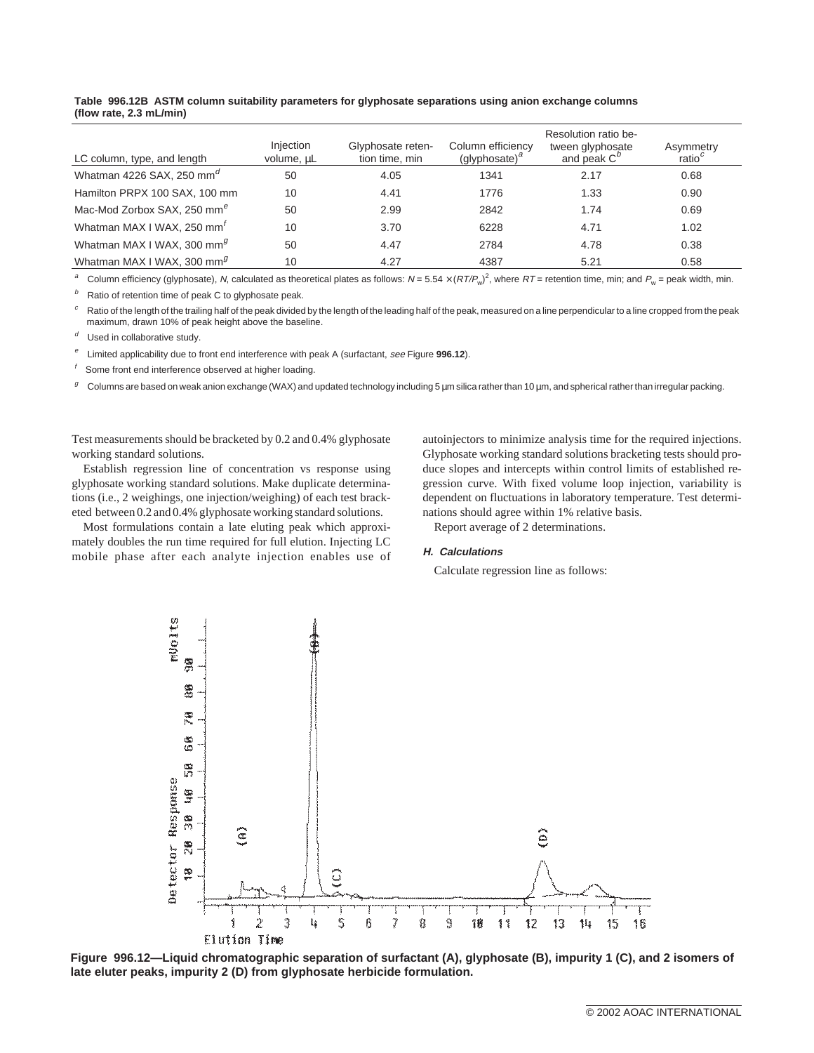**Table 996.12B ASTM column suitability parameters for glyphosate separations using anion exchange columns (flow rate, 2.3 mL/min)**

| LC column, type, and length | Injection volume, µL | Glyphosate retention time, min | Column efficiency (glyphosate)[a] | Resolution ratio between glyphosate and peak C[b] | Asymmetry ratio[c] |
|---|---|---|---|---|---|
| Whatman 4226 SAX, 250 mm[d] | 50 | 4.05 | 1341 | 2.17 | 0.68 |
| Hamilton PRPX 100 SAX, 100 mm | 10 | 4.41 | 1776 | 1.33 | 0.90 |
| Mac-Mod Zorbox SAX, 250 mm[e] | 50 | 2.99 | 2842 | 1.74 | 0.69 |
| Whatman MAX I WAX, 250 mm[f] | 10 | 3.70 | 6228 | 4.71 | 1.02 |
| Whatman MAX I WAX, 300 mm[g] | 50 | 4.47 | 2784 | 4.78 | 0.38 |
| Whatman MAX I WAX, 300 mm[g] | 10 | 4.27 | 4387 | 5.21 | 0.58 |

[a] Column efficiency (glyphosate), $N$, calculated as theoretical plates as follows: $N = 5.54 \times (RT/P_w)^2$, where $RT$ = retention time, min; and $P_w$ = peak width, min.

[b] Ratio of retention time of peak C to glyphosate peak.

[c] Ratio of the length of the trailing half of the peak divided by the length of the leading half of the peak, measured on a line perpendicular to a line cropped from the peak maximum, drawn 10% of peak height above the baseline.

[d] Used in collaborative study.

[e] Limited applicability due to front end interference with peak A (surfactant, *see* Figure **996.12**).

[f] Some front end interference observed at higher loading.

[g] Columns are based on weak anion exchange (WAX) and updated technology including 5 µm silica rather than 10 µm, and spherical rather than irregular packing.

Test measurements should be bracketed by 0.2 and 0.4% glyphosate working standard solutions.

Establish regression line of concentration vs response using glyphosate working standard solutions. Make duplicate determinations (i.e., 2 weighings, one injection/weighing) of each test bracketed between 0.2 and 0.4% glyphosate working standard solutions.

Most formulations contain a late eluting peak which approximately doubles the run time required for full elution. Injecting LC mobile phase after each analyte injection enables use of autoinjectors to minimize analysis time for the required injections. Glyphosate working standard solutions bracketing tests should produce slopes and intercepts within control limits of established regression curve. With fixed volume loop injection, variability is dependent on fluctuations in laboratory temperature. Test determinations should agree within 1% relative basis.

Report average of 2 determinations.

***H. Calculations***

Calculate regression line as follows:

**Figure 996.12—Liquid chromatographic separation of surfactant (A), glyphosate (B), impurity 1 (C), and 2 isomers of late eluter peaks, impurity 2 (D) from glyphosate herbicide formulation.**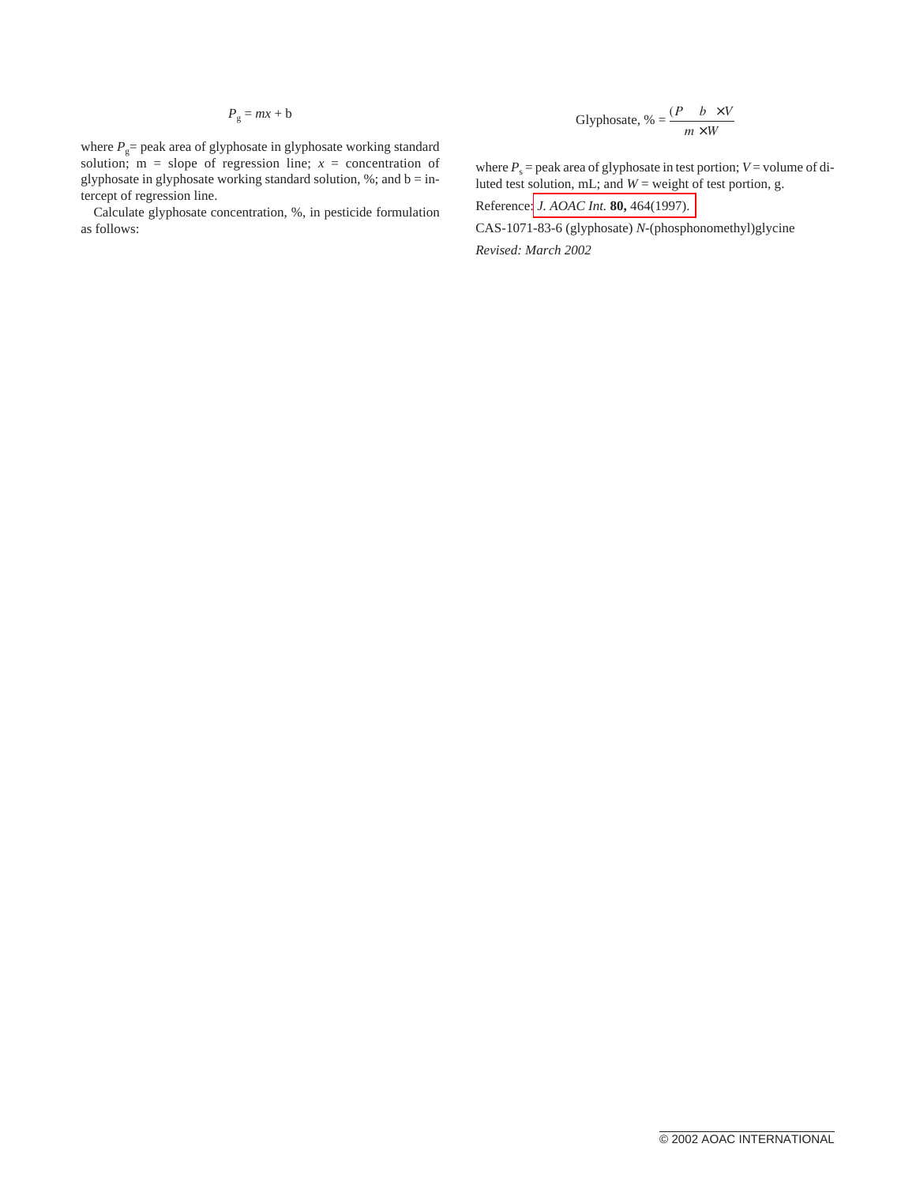$$P_g = mx + b$$

where $P_g$= peak area of glyphosate in glyphosate working standard solution; m = slope of regression line; $x$ = concentration of glyphosate in glyphosate working standard solution, %; and b = intercept of regression line.

Calculate glyphosate concentration, %, in pesticide formulation as follows:

$$\text{Glyphosate, \%} = \frac{(P_s - b) \times V}{m \times W}$$

where $P_s$ = peak area of glyphosate in test portion; $V$ = volume of diluted test solution, mL; and $W$ = weight of test portion, g.

Reference: *J. AOAC Int.* **80,** 464(1997).

CAS-1071-83-6 (glyphosate) *N*-(phosphonomethyl)glycine

*Revised: March 2002*

© 2002 AOAC INTERNATIONAL